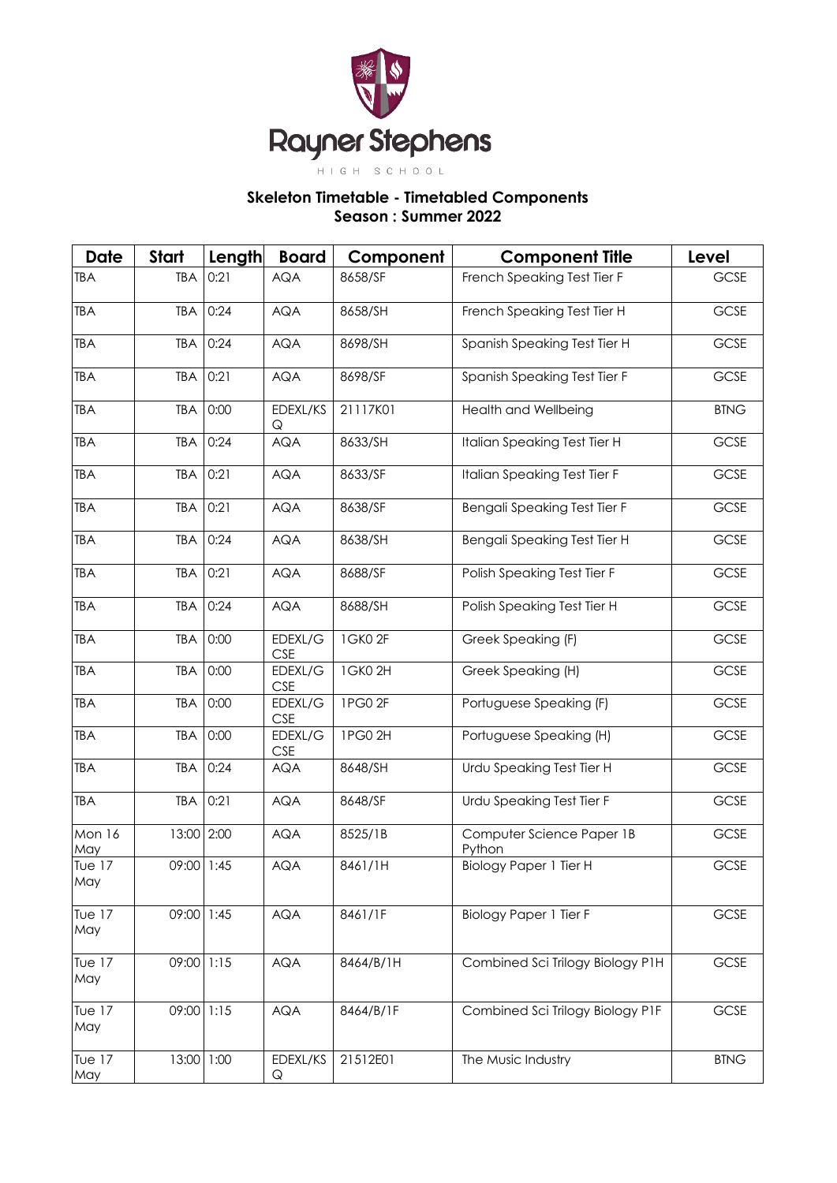Rayner Stephens

HIGH SCHOOL

## Skeleton Timetable - Timetabled Components
## Season : Summer 2022

| Date | Start | Length | Board | Component | Component Title | Level |
|---|---|---|---|---|---|---|
| TBA | TBA | 0:21 | AQA | 8658/SF | French Speaking Test Tier F | GCSE |
| TBA | TBA | 0:24 | AQA | 8658/SH | French Speaking Test Tier H | GCSE |
| TBA | TBA | 0:24 | AQA | 8698/SH | Spanish Speaking Test Tier H | GCSE |
| TBA | TBA | 0:21 | AQA | 8698/SF | Spanish Speaking Test Tier F | GCSE |
| TBA | TBA | 0:00 | EDEXL/KSQ | 21117K01 | Health and Wellbeing | BTNG |
| TBA | TBA | 0:24 | AQA | 8633/SH | Italian Speaking Test Tier H | GCSE |
| TBA | TBA | 0:21 | AQA | 8633/SF | Italian Speaking Test Tier F | GCSE |
| TBA | TBA | 0:21 | AQA | 8638/SF | Bengali Speaking Test Tier F | GCSE |
| TBA | TBA | 0:24 | AQA | 8638/SH | Bengali Speaking Test Tier H | GCSE |
| TBA | TBA | 0:21 | AQA | 8688/SF | Polish Speaking Test Tier F | GCSE |
| TBA | TBA | 0:24 | AQA | 8688/SH | Polish Speaking Test Tier H | GCSE |
| TBA | TBA | 0:00 | EDEXL/GCSE | 1GK0 2F | Greek Speaking (F) | GCSE |
| TBA | TBA | 0:00 | EDEXL/GCSE | 1GK0 2H | Greek Speaking (H) | GCSE |
| TBA | TBA | 0:00 | EDEXL/GCSE | 1PG0 2F | Portuguese Speaking (F) | GCSE |
| TBA | TBA | 0:00 | EDEXL/GCSE | 1PG0 2H | Portuguese Speaking (H) | GCSE |
| TBA | TBA | 0:24 | AQA | 8648/SH | Urdu Speaking Test Tier H | GCSE |
| TBA | TBA | 0:21 | AQA | 8648/SF | Urdu Speaking Test Tier F | GCSE |
| Mon 16 May | 13:00 | 2:00 | AQA | 8525/1B | Computer Science Paper 1B Python | GCSE |
| Tue 17 May | 09:00 | 1:45 | AQA | 8461/1H | Biology Paper 1 Tier H | GCSE |
| Tue 17 May | 09:00 | 1:45 | AQA | 8461/1F | Biology Paper 1 Tier F | GCSE |
| Tue 17 May | 09:00 | 1:15 | AQA | 8464/B/1H | Combined Sci Trilogy Biology P1H | GCSE |
| Tue 17 May | 09:00 | 1:15 | AQA | 8464/B/1F | Combined Sci Trilogy Biology P1F | GCSE |
| Tue 17 May | 13:00 | 1:00 | EDEXL/KSQ | 21512E01 | The Music Industry | BTNG |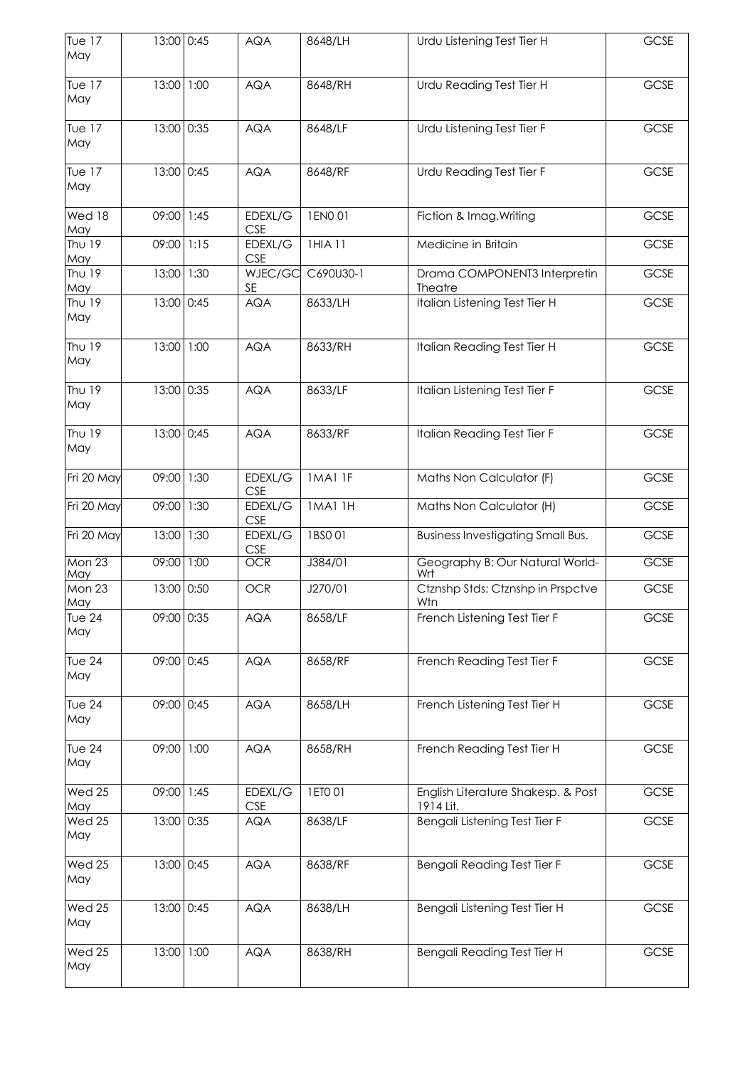| Tue 17 May | 13:00 | 0:45 | AQA | 8648/LH | Urdu Listening Test Tier H | GCSE |
|---|---|---|---|---|---|---|
| Tue 17 May | 13:00 | 1:00 | AQA | 8648/RH | Urdu Reading Test Tier H | GCSE |
| Tue 17 May | 13:00 | 0:35 | AQA | 8648/LF | Urdu Listening Test Tier F | GCSE |
| Tue 17 May | 13:00 | 0:45 | AQA | 8648/RF | Urdu Reading Test Tier F | GCSE |
| Wed 18 May | 09:00 | 1:45 | EDEXL/GCSE | 1EN0 01 | Fiction & Imag.Writing | GCSE |
| Thu 19 May | 09:00 | 1:15 | EDEXL/GCSE | 1HIA 11 | Medicine in Britain | GCSE |
| Thu 19 May | 13:00 | 1:30 | WJEC/GCSE | C690U30-1 | Drama COMPONENT3 Interpretin Theatre | GCSE |
| Thu 19 May | 13:00 | 0:45 | AQA | 8633/LH | Italian Listening Test Tier H | GCSE |
| Thu 19 May | 13:00 | 1:00 | AQA | 8633/RH | Italian Reading Test Tier H | GCSE |
| Thu 19 May | 13:00 | 0:35 | AQA | 8633/LF | Italian Listening Test Tier F | GCSE |
| Thu 19 May | 13:00 | 0:45 | AQA | 8633/RF | Italian Reading Test Tier F | GCSE |
| Fri 20 May | 09:00 | 1:30 | EDEXL/GCSE | 1MA1 1F | Maths Non Calculator (F) | GCSE |
| Fri 20 May | 09:00 | 1:30 | EDEXL/GCSE | 1MA1 1H | Maths Non Calculator (H) | GCSE |
| Fri 20 May | 13:00 | 1:30 | EDEXL/GCSE | 1BS0 01 | Business Investigating Small Bus. | GCSE |
| Mon 23 May | 09:00 | 1:00 | OCR | J384/01 | Geography B: Our Natural World-Wrt | GCSE |
| Mon 23 May | 13:00 | 0:50 | OCR | J270/01 | Ctznshp Stds: Ctznshp in Prspctve Wtn | GCSE |
| Tue 24 May | 09:00 | 0:35 | AQA | 8658/LF | French Listening Test Tier F | GCSE |
| Tue 24 May | 09:00 | 0:45 | AQA | 8658/RF | French Reading Test Tier F | GCSE |
| Tue 24 May | 09:00 | 0:45 | AQA | 8658/LH | French Listening Test Tier H | GCSE |
| Tue 24 May | 09:00 | 1:00 | AQA | 8658/RH | French Reading Test Tier H | GCSE |
| Wed 25 May | 09:00 | 1:45 | EDEXL/GCSE | 1ET0 01 | English Literature Shakesp. & Post 1914 Lit. | GCSE |
| Wed 25 May | 13:00 | 0:35 | AQA | 8638/LF | Bengali Listening Test Tier F | GCSE |
| Wed 25 May | 13:00 | 0:45 | AQA | 8638/RF | Bengali Reading Test Tier F | GCSE |
| Wed 25 May | 13:00 | 0:45 | AQA | 8638/LH | Bengali Listening Test Tier H | GCSE |
| Wed 25 May | 13:00 | 1:00 | AQA | 8638/RH | Bengali Reading Test Tier H | GCSE |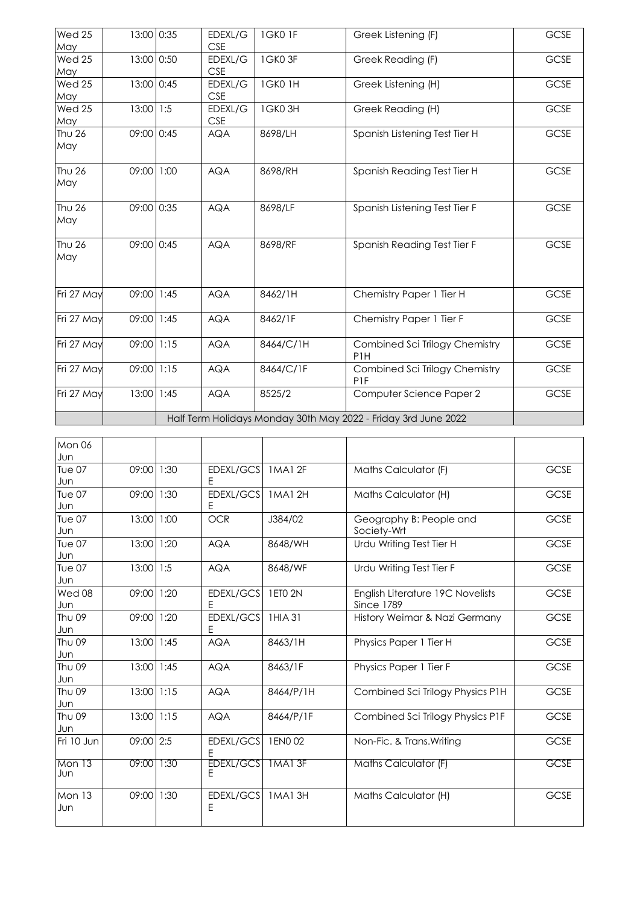| | | | | | | |
|---|---|---|---|---|---|---|
| Wed 25 May | 13:00 | 0:35 | EDEXL/GCSE | 1GK0 1F | Greek Listening (F) | GCSE |
| Wed 25 May | 13:00 | 0:50 | EDEXL/GCSE | 1GK0 3F | Greek Reading (F) | GCSE |
| Wed 25 May | 13:00 | 0:45 | EDEXL/GCSE | 1GK0 1H | Greek Listening (H) | GCSE |
| Wed 25 May | 13:00 | 1:5 | EDEXL/GCSE | 1GK0 3H | Greek Reading (H) | GCSE |
| Thu 26 May | 09:00 | 0:45 | AQA | 8698/LH | Spanish Listening Test Tier H | GCSE |
| Thu 26 May | 09:00 | 1:00 | AQA | 8698/RH | Spanish Reading Test Tier H | GCSE |
| Thu 26 May | 09:00 | 0:35 | AQA | 8698/LF | Spanish Listening Test Tier F | GCSE |
| Thu 26 May | 09:00 | 0:45 | AQA | 8698/RF | Spanish Reading Test Tier F | GCSE |
| Fri 27 May | 09:00 | 1:45 | AQA | 8462/1H | Chemistry Paper 1 Tier H | GCSE |
| Fri 27 May | 09:00 | 1:45 | AQA | 8462/1F | Chemistry Paper 1 Tier F | GCSE |
| Fri 27 May | 09:00 | 1:15 | AQA | 8464/C/1H | Combined Sci Trilogy Chemistry P1H | GCSE |
| Fri 27 May | 09:00 | 1:15 | AQA | 8464/C/1F | Combined Sci Trilogy Chemistry P1F | GCSE |
| Fri 27 May | 13:00 | 1:45 | AQA | 8525/2 | Computer Science Paper 2 | GCSE |
| | | Half Term Holidays Monday 30th May 2022 - Friday 3rd June 2022 | | | | |

| | | | | | | |
|---|---|---|---|---|---|---|
| Mon 06 Jun | | | | | | |
| Tue 07 Jun | 09:00 | 1:30 | EDEXL/GCSE | 1MA1 2F | Maths Calculator (F) | GCSE |
| Tue 07 Jun | 09:00 | 1:30 | EDEXL/GCSE | 1MA1 2H | Maths Calculator (H) | GCSE |
| Tue 07 Jun | 13:00 | 1:00 | OCR | J384/02 | Geography B: People and Society-Wrt | GCSE |
| Tue 07 Jun | 13:00 | 1:20 | AQA | 8648/WH | Urdu Writing Test Tier H | GCSE |
| Tue 07 Jun | 13:00 | 1:5 | AQA | 8648/WF | Urdu Writing Test Tier F | GCSE |
| Wed 08 Jun | 09:00 | 1:20 | EDEXL/GCSE | 1ET0 2N | English Literature 19C Novelists Since 1789 | GCSE |
| Thu 09 Jun | 09:00 | 1:20 | EDEXL/GCSE | 1HIA 31 | History Weimar & Nazi Germany | GCSE |
| Thu 09 Jun | 13:00 | 1:45 | AQA | 8463/1H | Physics Paper 1 Tier H | GCSE |
| Thu 09 Jun | 13:00 | 1:45 | AQA | 8463/1F | Physics Paper 1 Tier F | GCSE |
| Thu 09 Jun | 13:00 | 1:15 | AQA | 8464/P/1H | Combined Sci Trilogy Physics P1H | GCSE |
| Thu 09 Jun | 13:00 | 1:15 | AQA | 8464/P/1F | Combined Sci Trilogy Physics P1F | GCSE |
| Fri 10 Jun | 09:00 | 2:5 | EDEXL/GCSE | 1EN0 02 | Non-Fic. & Trans.Writing | GCSE |
| Mon 13 Jun | 09:00 | 1:30 | EDEXL/GCSE | 1MA1 3F | Maths Calculator (F) | GCSE |
| Mon 13 Jun | 09:00 | 1:30 | EDEXL/GCSE | 1MA1 3H | Maths Calculator (H) | GCSE |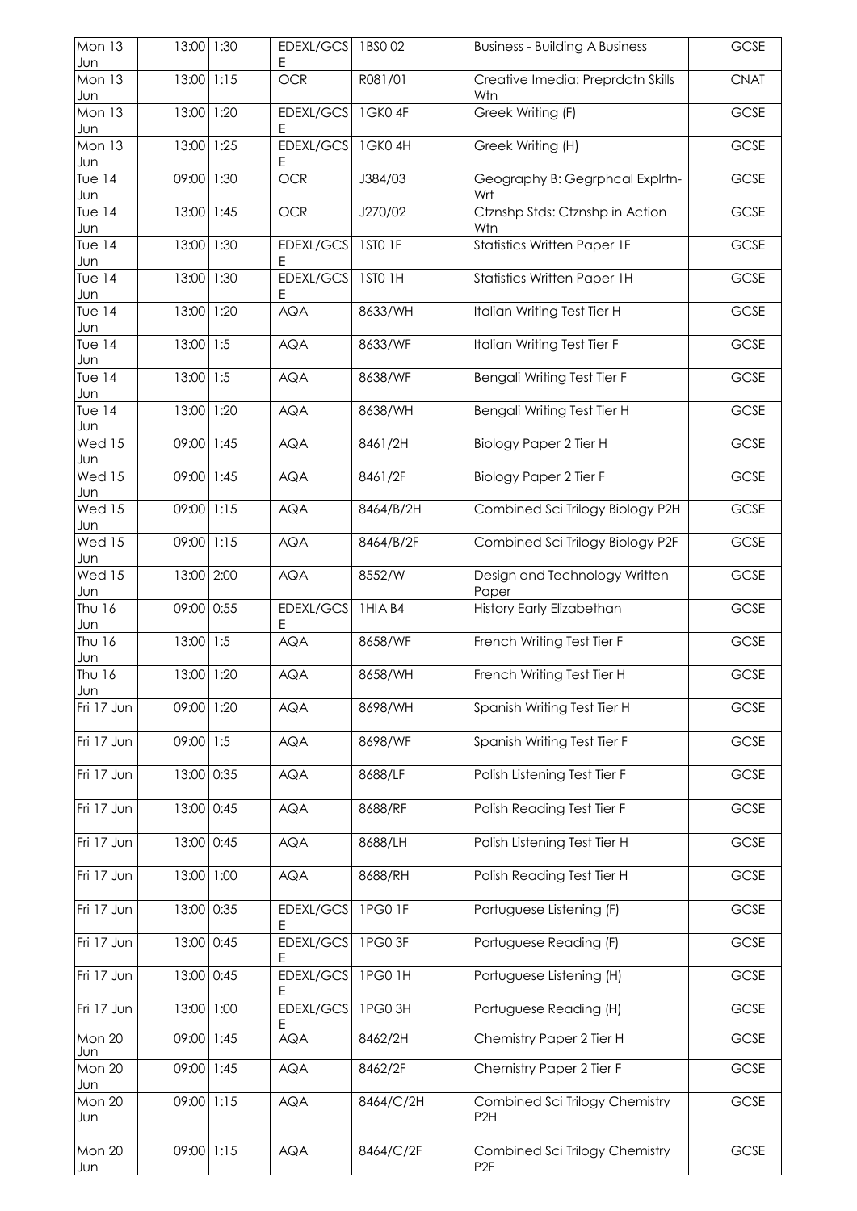| Mon 13 Jun | 13:00 | 1:30 | EDEXL/GCSE | 1BS0 02 | Business - Building A Business | GCSE |
|---|---|---|---|---|---|---|
| Mon 13 Jun | 13:00 | 1:15 | OCR | R081/01 | Creative Imedia: Preprdctn Skills Wtn | CNAT |
| Mon 13 Jun | 13:00 | 1:20 | EDEXL/GCSE | 1GK0 4F | Greek Writing (F) | GCSE |
| Mon 13 Jun | 13:00 | 1:25 | EDEXL/GCSE | 1GK0 4H | Greek Writing (H) | GCSE |
| Tue 14 Jun | 09:00 | 1:30 | OCR | J384/03 | Geography B: Gegrphcal Explrtn-Wrt | GCSE |
| Tue 14 Jun | 13:00 | 1:45 | OCR | J270/02 | Ctznshp Stds: Ctznshp in Action Wtn | GCSE |
| Tue 14 Jun | 13:00 | 1:30 | EDEXL/GCSE | 1ST0 1F | Statistics Written Paper 1F | GCSE |
| Tue 14 Jun | 13:00 | 1:30 | EDEXL/GCSE | 1ST0 1H | Statistics Written Paper 1H | GCSE |
| Tue 14 Jun | 13:00 | 1:20 | AQA | 8633/WH | Italian Writing Test Tier H | GCSE |
| Tue 14 Jun | 13:00 | 1:5 | AQA | 8633/WF | Italian Writing Test Tier F | GCSE |
| Tue 14 Jun | 13:00 | 1:5 | AQA | 8638/WF | Bengali Writing Test Tier F | GCSE |
| Tue 14 Jun | 13:00 | 1:20 | AQA | 8638/WH | Bengali Writing Test Tier H | GCSE |
| Wed 15 Jun | 09:00 | 1:45 | AQA | 8461/2H | Biology Paper 2 Tier H | GCSE |
| Wed 15 Jun | 09:00 | 1:45 | AQA | 8461/2F | Biology Paper 2 Tier F | GCSE |
| Wed 15 Jun | 09:00 | 1:15 | AQA | 8464/B/2H | Combined Sci Trilogy Biology P2H | GCSE |
| Wed 15 Jun | 09:00 | 1:15 | AQA | 8464/B/2F | Combined Sci Trilogy Biology P2F | GCSE |
| Wed 15 Jun | 13:00 | 2:00 | AQA | 8552/W | Design and Technology Written Paper | GCSE |
| Thu 16 Jun | 09:00 | 0:55 | EDEXL/GCSE | 1HIA B4 | History Early Elizabethan | GCSE |
| Thu 16 Jun | 13:00 | 1:5 | AQA | 8658/WF | French Writing Test Tier F | GCSE |
| Thu 16 Jun | 13:00 | 1:20 | AQA | 8658/WH | French Writing Test Tier H | GCSE |
| Fri 17 Jun | 09:00 | 1:20 | AQA | 8698/WH | Spanish Writing Test Tier H | GCSE |
| Fri 17 Jun | 09:00 | 1:5 | AQA | 8698/WF | Spanish Writing Test Tier F | GCSE |
| Fri 17 Jun | 13:00 | 0:35 | AQA | 8688/LF | Polish Listening Test Tier F | GCSE |
| Fri 17 Jun | 13:00 | 0:45 | AQA | 8688/RF | Polish Reading Test Tier F | GCSE |
| Fri 17 Jun | 13:00 | 0:45 | AQA | 8688/LH | Polish Listening Test Tier H | GCSE |
| Fri 17 Jun | 13:00 | 1:00 | AQA | 8688/RH | Polish Reading Test Tier H | GCSE |
| Fri 17 Jun | 13:00 | 0:35 | EDEXL/GCSE | 1PG0 1F | Portuguese Listening (F) | GCSE |
| Fri 17 Jun | 13:00 | 0:45 | EDEXL/GCSE | 1PG0 3F | Portuguese Reading (F) | GCSE |
| Fri 17 Jun | 13:00 | 0:45 | EDEXL/GCSE | 1PG0 1H | Portuguese Listening (H) | GCSE |
| Fri 17 Jun | 13:00 | 1:00 | EDEXL/GCSE | 1PG0 3H | Portuguese Reading (H) | GCSE |
| Mon 20 Jun | 09:00 | 1:45 | AQA | 8462/2H | Chemistry Paper 2 Tier H | GCSE |
| Mon 20 Jun | 09:00 | 1:45 | AQA | 8462/2F | Chemistry Paper 2 Tier F | GCSE |
| Mon 20 Jun | 09:00 | 1:15 | AQA | 8464/C/2H | Combined Sci Trilogy Chemistry P2H | GCSE |
| Mon 20 Jun | 09:00 | 1:15 | AQA | 8464/C/2F | Combined Sci Trilogy Chemistry P2F | GCSE |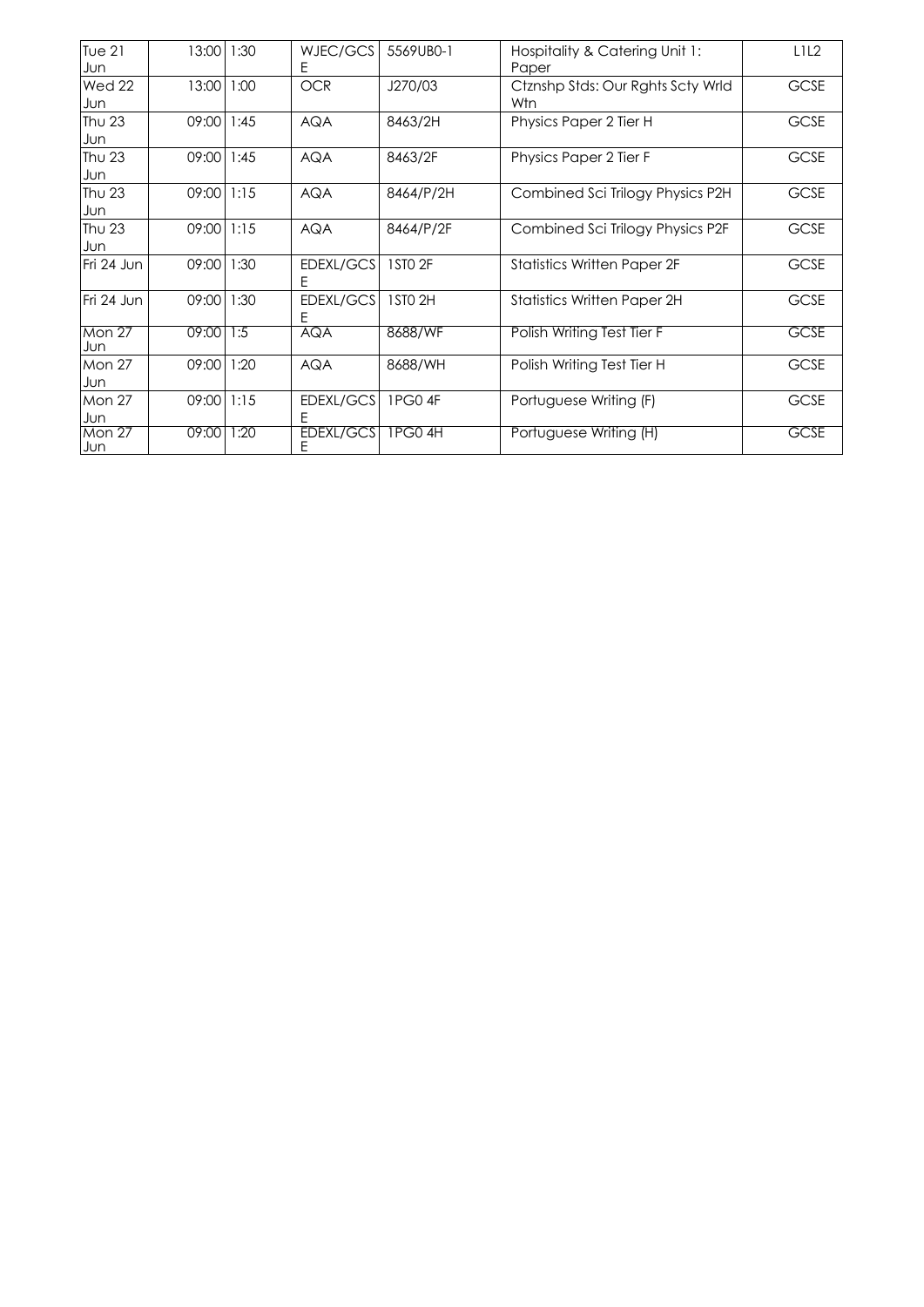| | | | | | | |
|---|---|---|---|---|---|---|
| Tue 21 Jun | 13:00 | 1:30 | WJEC/GCSE | 5569UB0-1 | Hospitality & Catering Unit 1: Paper | L1L2 |
| Wed 22 Jun | 13:00 | 1:00 | OCR | J270/03 | Ctznshp Stds: Our Rghts Scty Wrld Wtn | GCSE |
| Thu 23 Jun | 09:00 | 1:45 | AQA | 8463/2H | Physics Paper 2 Tier H | GCSE |
| Thu 23 Jun | 09:00 | 1:45 | AQA | 8463/2F | Physics Paper 2 Tier F | GCSE |
| Thu 23 Jun | 09:00 | 1:15 | AQA | 8464/P/2H | Combined Sci Trilogy Physics P2H | GCSE |
| Thu 23 Jun | 09:00 | 1:15 | AQA | 8464/P/2F | Combined Sci Trilogy Physics P2F | GCSE |
| Fri 24 Jun | 09:00 | 1:30 | EDEXL/GCSE | 1ST0 2F | Statistics Written Paper 2F | GCSE |
| Fri 24 Jun | 09:00 | 1:30 | EDEXL/GCSE | 1ST0 2H | Statistics Written Paper 2H | GCSE |
| Mon 27 Jun | 09:00 | 1:5 | AQA | 8688/WF | Polish Writing Test Tier F | GCSE |
| Mon 27 Jun | 09:00 | 1:20 | AQA | 8688/WH | Polish Writing Test Tier H | GCSE |
| Mon 27 Jun | 09:00 | 1:15 | EDEXL/GCSE | 1PG0 4F | Portuguese Writing (F) | GCSE |
| Mon 27 Jun | 09:00 | 1:20 | EDEXL/GCSE | 1PG0 4H | Portuguese Writing (H) | GCSE |